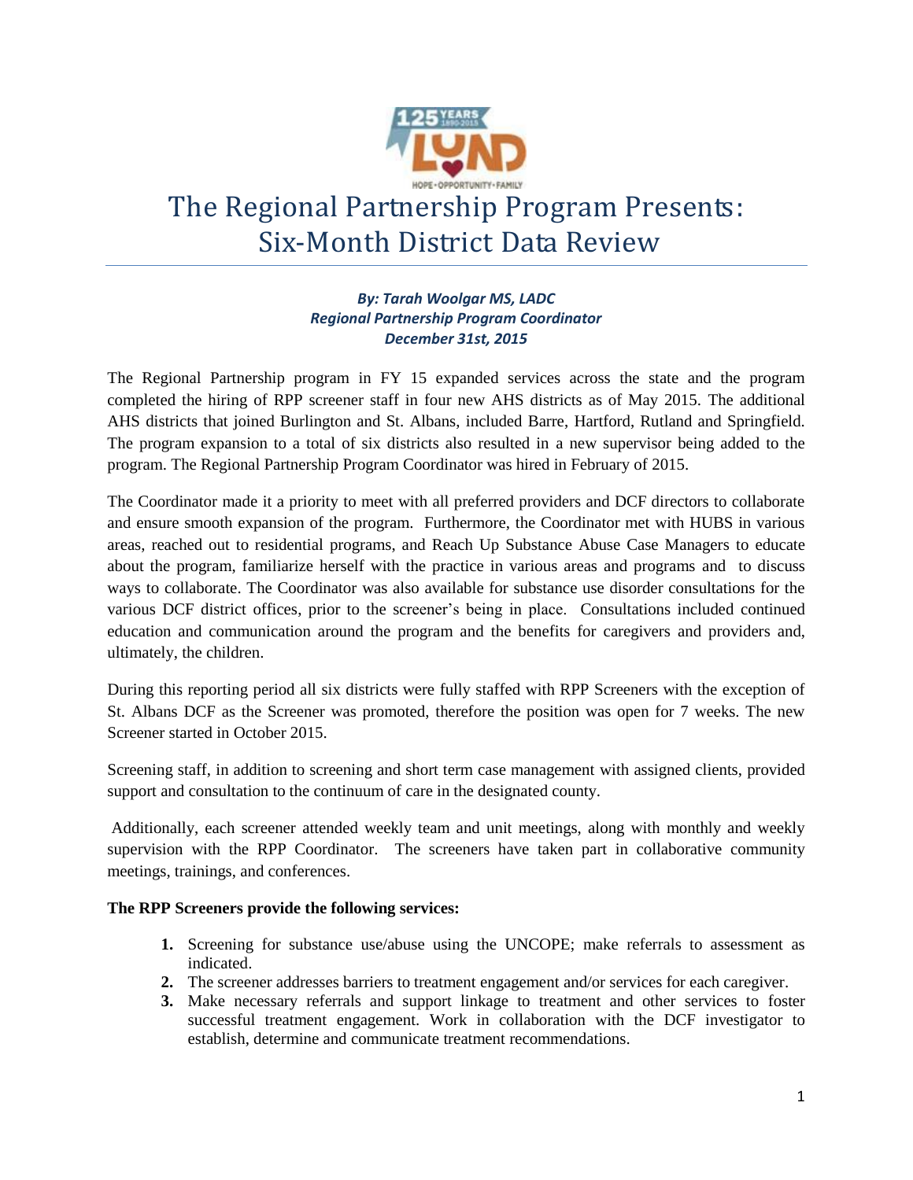# The Regional Partnership Program Presents: Six-Month District Data Review

***By: Tarah Woolgar MS, LADC***
***Regional Partnership Program Coordinator***
***December 31st, 2015***

The Regional Partnership program in FY 15 expanded services across the state and the program completed the hiring of RPP screener staff in four new AHS districts as of May 2015. The additional AHS districts that joined Burlington and St. Albans, included Barre, Hartford, Rutland and Springfield. The program expansion to a total of six districts also resulted in a new supervisor being added to the program. The Regional Partnership Program Coordinator was hired in February of 2015.

The Coordinator made it a priority to meet with all preferred providers and DCF directors to collaborate and ensure smooth expansion of the program. Furthermore, the Coordinator met with HUBS in various areas, reached out to residential programs, and Reach Up Substance Abuse Case Managers to educate about the program, familiarize herself with the practice in various areas and programs and to discuss ways to collaborate. The Coordinator was also available for substance use disorder consultations for the various DCF district offices, prior to the screener's being in place. Consultations included continued education and communication around the program and the benefits for caregivers and providers and, ultimately, the children.

During this reporting period all six districts were fully staffed with RPP Screeners with the exception of St. Albans DCF as the Screener was promoted, therefore the position was open for 7 weeks. The new Screener started in October 2015.

Screening staff, in addition to screening and short term case management with assigned clients, provided support and consultation to the continuum of care in the designated county.

Additionally, each screener attended weekly team and unit meetings, along with monthly and weekly supervision with the RPP Coordinator. The screeners have taken part in collaborative community meetings, trainings, and conferences.

**The RPP Screeners provide the following services:**

1. Screening for substance use/abuse using the UNCOPE; make referrals to assessment as indicated.
2. The screener addresses barriers to treatment engagement and/or services for each caregiver.
3. Make necessary referrals and support linkage to treatment and other services to foster successful treatment engagement. Work in collaboration with the DCF investigator to establish, determine and communicate treatment recommendations.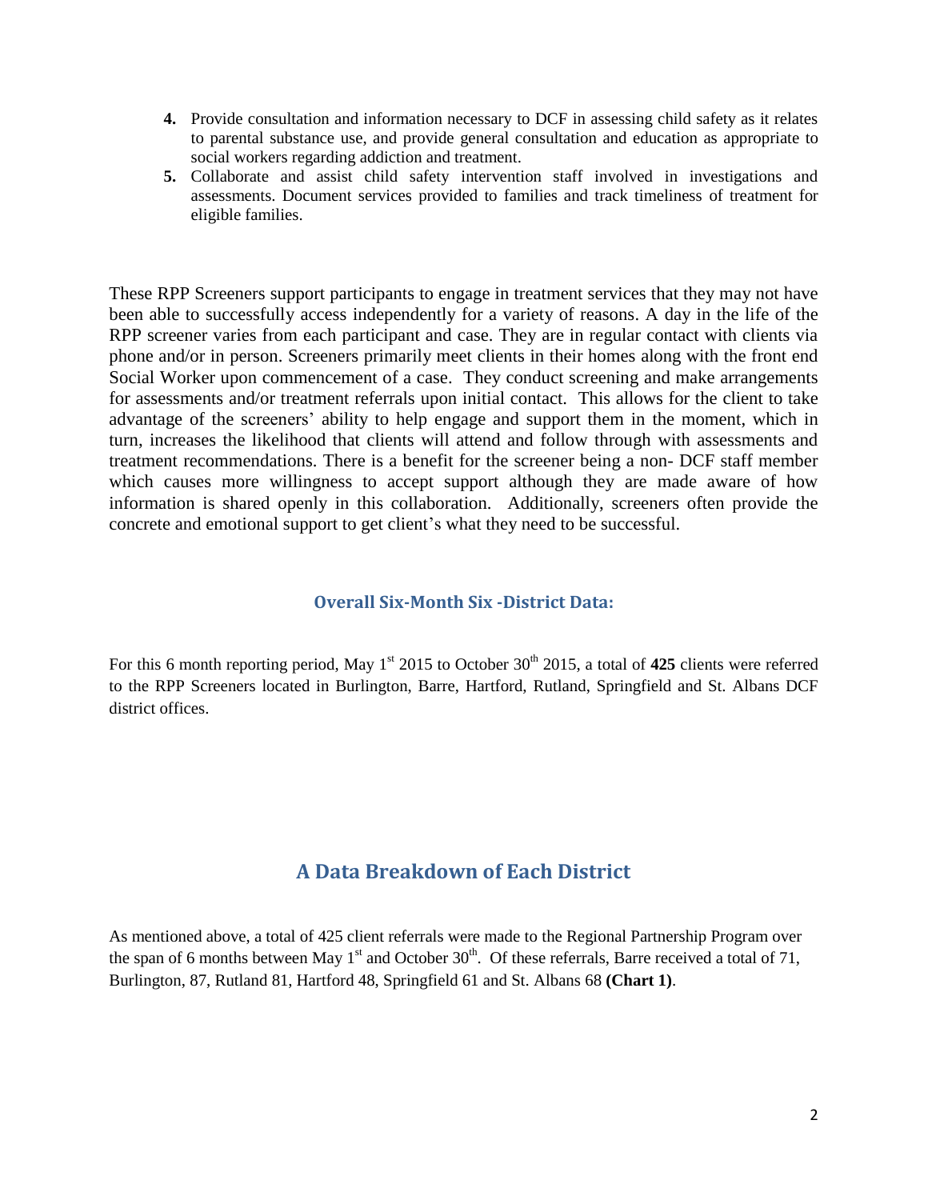4. Provide consultation and information necessary to DCF in assessing child safety as it relates to parental substance use, and provide general consultation and education as appropriate to social workers regarding addiction and treatment.
5. Collaborate and assist child safety intervention staff involved in investigations and assessments. Document services provided to families and track timeliness of treatment for eligible families.

These RPP Screeners support participants to engage in treatment services that they may not have been able to successfully access independently for a variety of reasons. A day in the life of the RPP screener varies from each participant and case. They are in regular contact with clients via phone and/or in person. Screeners primarily meet clients in their homes along with the front end Social Worker upon commencement of a case. They conduct screening and make arrangements for assessments and/or treatment referrals upon initial contact. This allows for the client to take advantage of the screeners' ability to help engage and support them in the moment, which in turn, increases the likelihood that clients will attend and follow through with assessments and treatment recommendations. There is a benefit for the screener being a non- DCF staff member which causes more willingness to accept support although they are made aware of how information is shared openly in this collaboration. Additionally, screeners often provide the concrete and emotional support to get client's what they need to be successful.

### Overall Six-Month Six -District Data:

For this 6 month reporting period, May 1st 2015 to October 30th 2015, a total of **425** clients were referred to the RPP Screeners located in Burlington, Barre, Hartford, Rutland, Springfield and St. Albans DCF district offices.

## A Data Breakdown of Each District

As mentioned above, a total of 425 client referrals were made to the Regional Partnership Program over the span of 6 months between May 1st and October 30th. Of these referrals, Barre received a total of 71, Burlington, 87, Rutland 81, Hartford 48, Springfield 61 and St. Albans 68 **(Chart 1)**.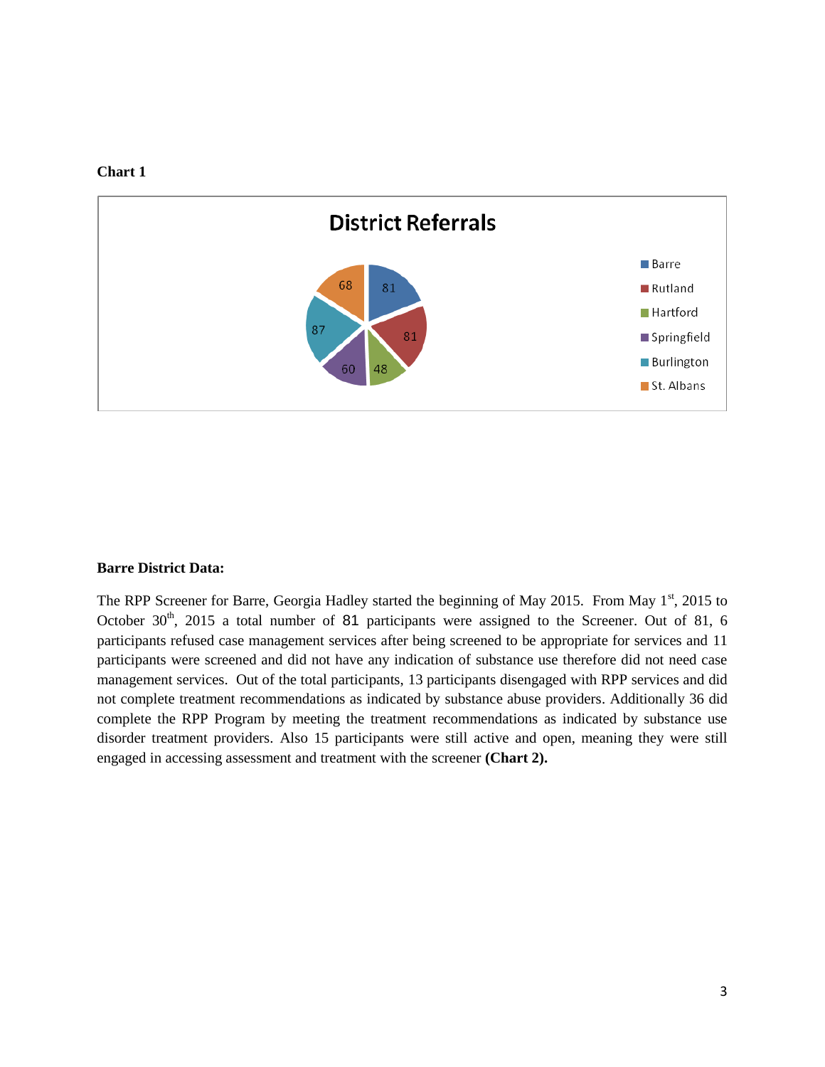**Chart 1**

**District Referrals**

| District | Referrals |
|---|---|
| Barre | 81 |
| Rutland | 81 |
| Hartford | 48 |
| Springfield | 60 |
| Burlington | 87 |
| St. Albans | 68 |

**Barre District Data:**

The RPP Screener for Barre, Georgia Hadley started the beginning of May 2015. From May 1st, 2015 to October 30th, 2015 a total number of 81 participants were assigned to the Screener. Out of 81, 6 participants refused case management services after being screened to be appropriate for services and 11 participants were screened and did not have any indication of substance use therefore did not need case management services. Out of the total participants, 13 participants disengaged with RPP services and did not complete treatment recommendations as indicated by substance abuse providers. Additionally 36 did complete the RPP Program by meeting the treatment recommendations as indicated by substance use disorder treatment providers. Also 15 participants were still active and open, meaning they were still engaged in accessing assessment and treatment with the screener **(Chart 2).**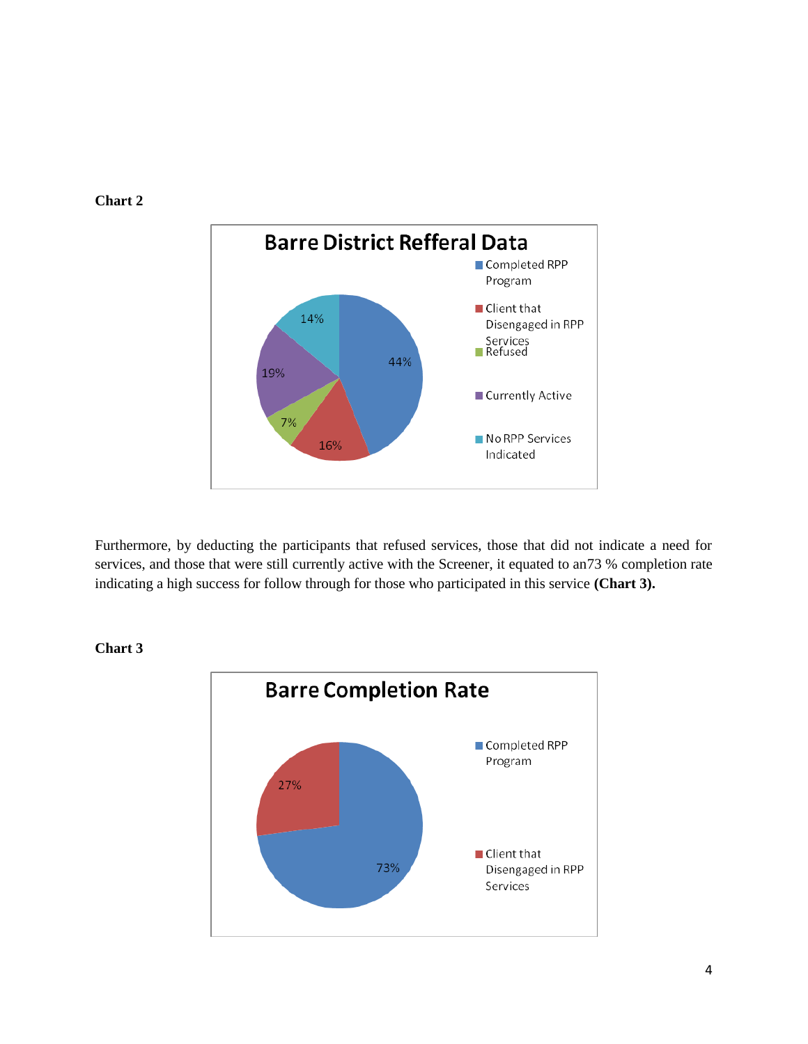**Chart 2**

**Barre District Refferal Data**

- Completed RPP Program: 44%
- Client that Disengaged in RPP Services: 16%
- Refused: 7%
- Currently Active: 19%
- No RPP Services Indicated: 14%

Furthermore, by deducting the participants that refused services, those that did not indicate a need for services, and those that were still currently active with the Screener, it equated to an73 % completion rate indicating a high success for follow through for those who participated in this service **(Chart 3).**

**Chart 3**

**Barre Completion Rate**

- Completed RPP Program: 73%
- Client that Disengaged in RPP Services: 27%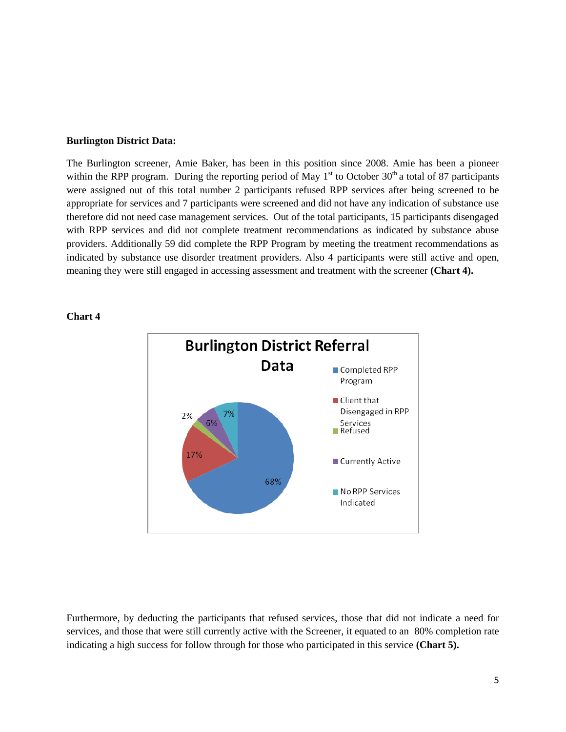**Burlington District Data:**

The Burlington screener, Amie Baker, has been in this position since 2008. Amie has been a pioneer within the RPP program. During the reporting period of May 1st to October 30th a total of 87 participants were assigned out of this total number 2 participants refused RPP services after being screened to be appropriate for services and 7 participants were screened and did not have any indication of substance use therefore did not need case management services. Out of the total participants, 15 participants disengaged with RPP services and did not complete treatment recommendations as indicated by substance abuse providers. Additionally 59 did complete the RPP Program by meeting the treatment recommendations as indicated by substance use disorder treatment providers. Also 4 participants were still active and open, meaning they were still engaged in accessing assessment and treatment with the screener **(Chart 4).**

**Chart 4**

Burlington District Referral Data

| Category | Percentage |
|---|---|
| Completed RPP Program | 68% |
| Client that Disengaged in RPP Services | 17% |
| Refused | 2% |
| Currently Active | 6% |
| No RPP Services Indicated | 7% |

Furthermore, by deducting the participants that refused services, those that did not indicate a need for services, and those that were still currently active with the Screener, it equated to an 80% completion rate indicating a high success for follow through for those who participated in this service **(Chart 5).**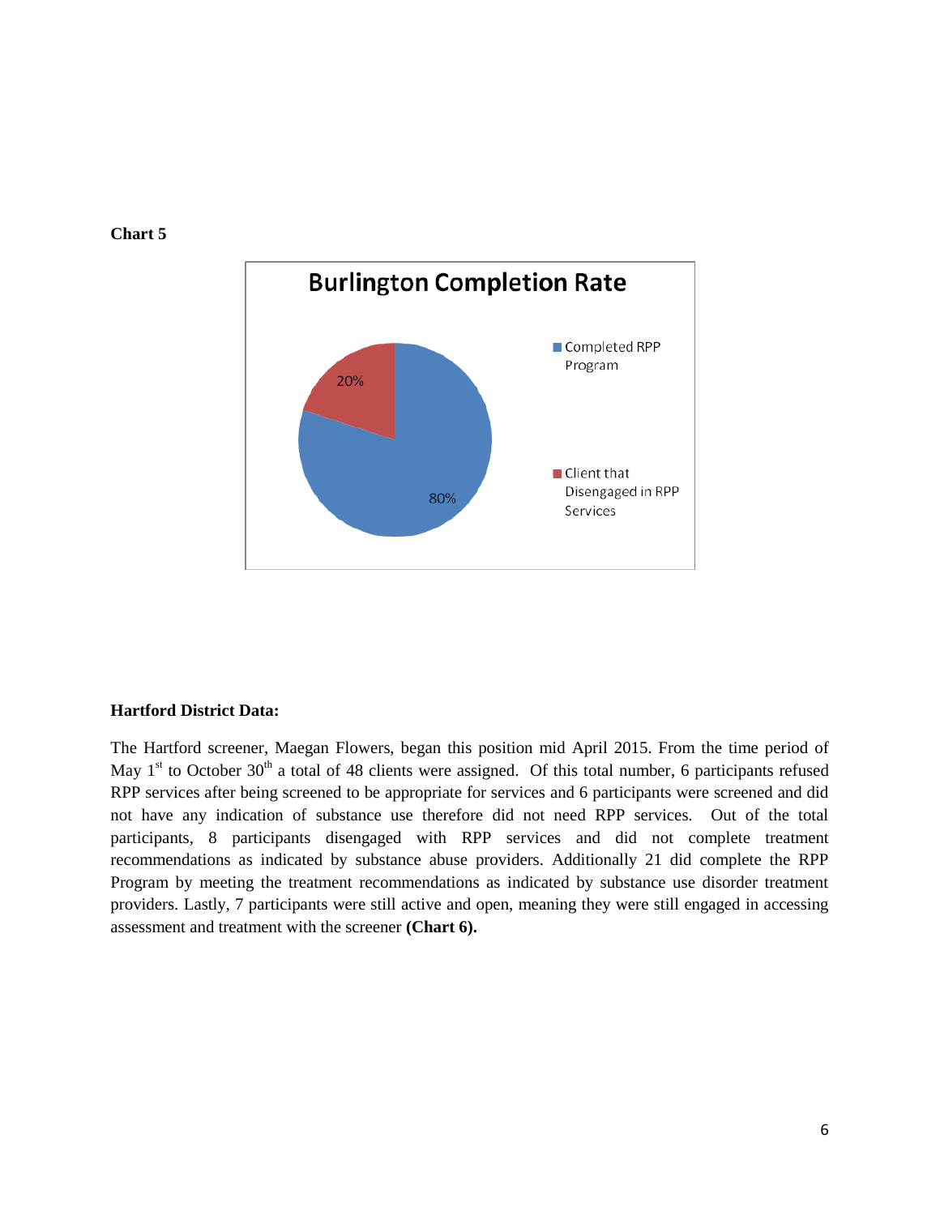**Chart 5**

**Burlington Completion Rate**

| Category | Percentage |
| --- | --- |
| Completed RPP Program | 80% |
| Client that Disengaged in RPP Services | 20% |

**Hartford District Data:**

The Hartford screener, Maegan Flowers, began this position mid April 2015. From the time period of May 1st to October 30th a total of 48 clients were assigned. Of this total number, 6 participants refused RPP services after being screened to be appropriate for services and 6 participants were screened and did not have any indication of substance use therefore did not need RPP services. Out of the total participants, 8 participants disengaged with RPP services and did not complete treatment recommendations as indicated by substance abuse providers. Additionally 21 did complete the RPP Program by meeting the treatment recommendations as indicated by substance use disorder treatment providers. Lastly, 7 participants were still active and open, meaning they were still engaged in accessing assessment and treatment with the screener **(Chart 6).**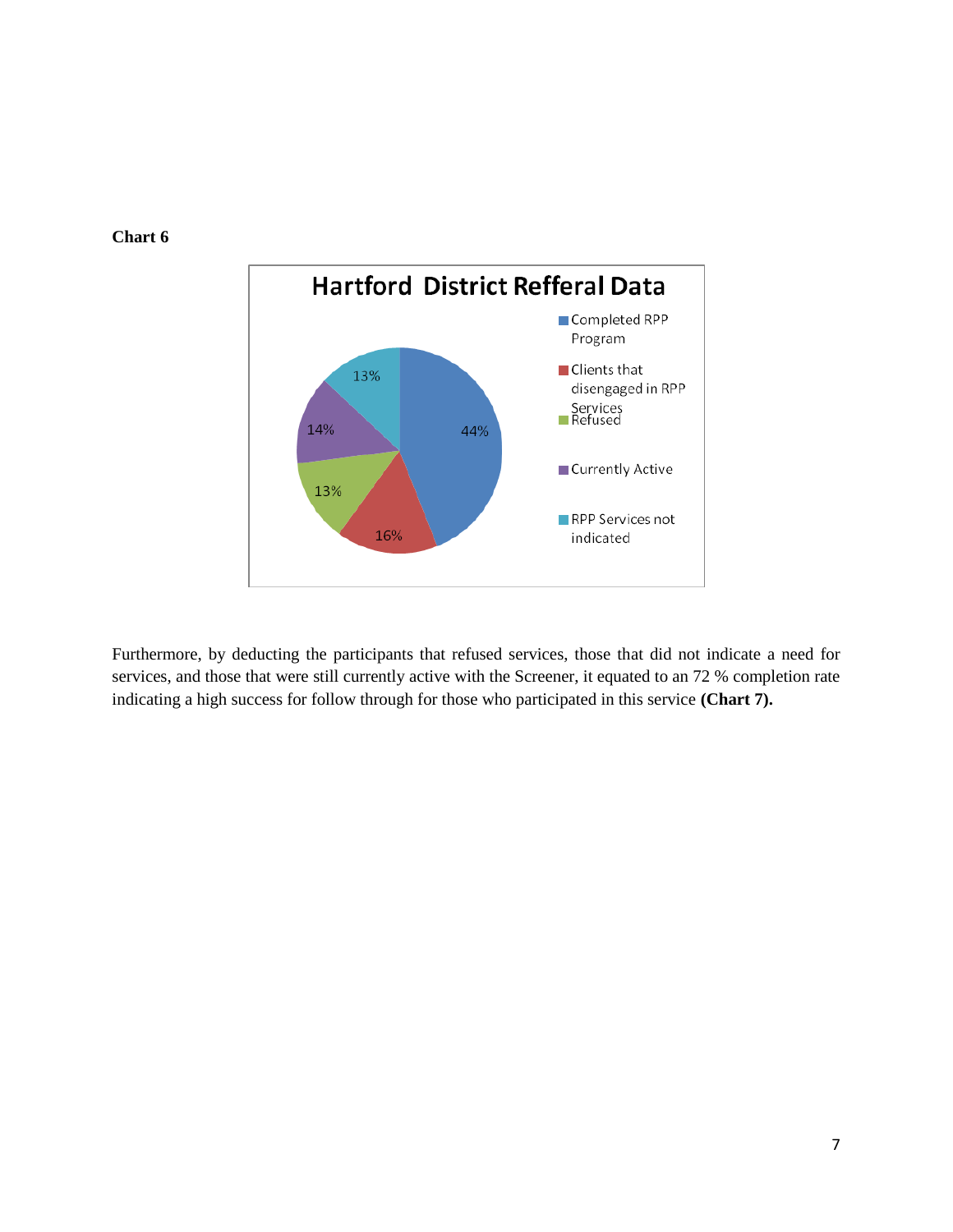**Chart 6**

Furthermore, by deducting the participants that refused services, those that did not indicate a need for services, and those that were still currently active with the Screener, it equated to an 72 % completion rate indicating a high success for follow through for those who participated in this service **(Chart 7).**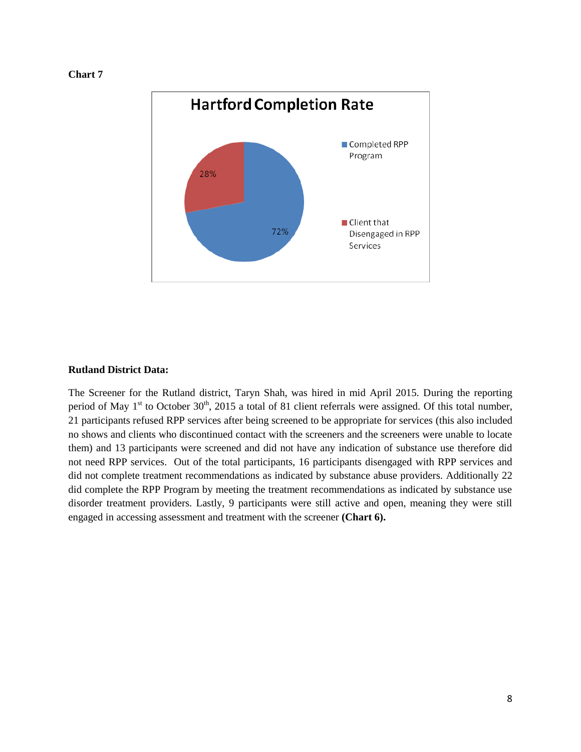**Chart 7**

**Hartford Completion Rate**

- Completed RPP Program: 72%
- Client that Disengaged in RPP Services: 28%

**Rutland District Data:**

The Screener for the Rutland district, Taryn Shah, was hired in mid April 2015. During the reporting period of May 1st to October 30th, 2015 a total of 81 client referrals were assigned. Of this total number, 21 participants refused RPP services after being screened to be appropriate for services (this also included no shows and clients who discontinued contact with the screeners and the screeners were unable to locate them) and 13 participants were screened and did not have any indication of substance use therefore did not need RPP services. Out of the total participants, 16 participants disengaged with RPP services and did not complete treatment recommendations as indicated by substance abuse providers. Additionally 22 did complete the RPP Program by meeting the treatment recommendations as indicated by substance use disorder treatment providers. Lastly, 9 participants were still active and open, meaning they were still engaged in accessing assessment and treatment with the screener **(Chart 6).**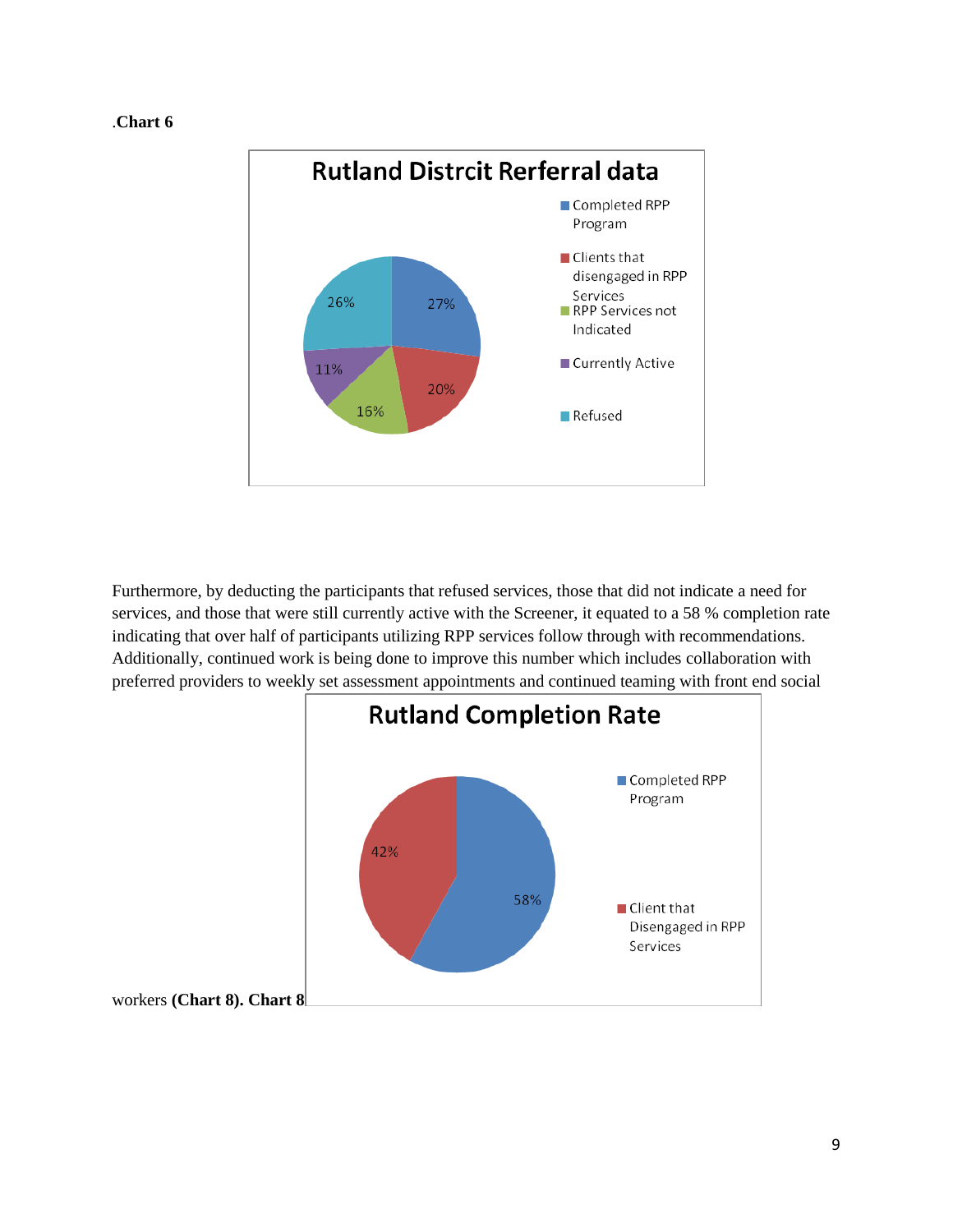.**Chart 6**

**Rutland Distrcit Rerferral data**

- Completed RPP Program: 27%
- Clients that disengaged in RPP Services: 20%
- RPP Services not Indicated: 16%
- Currently Active: 11%
- Refused: 26%

Furthermore, by deducting the participants that refused services, those that did not indicate a need for services, and those that were still currently active with the Screener, it equated to a 58 % completion rate indicating that over half of participants utilizing RPP services follow through with recommendations. Additionally, continued work is being done to improve this number which includes collaboration with preferred providers to weekly set assessment appointments and continued teaming with front end social workers **(Chart 8). Chart 8**

**Rutland Completion Rate**

- Completed RPP Program: 58%
- Client that Disengaged in RPP Services: 42%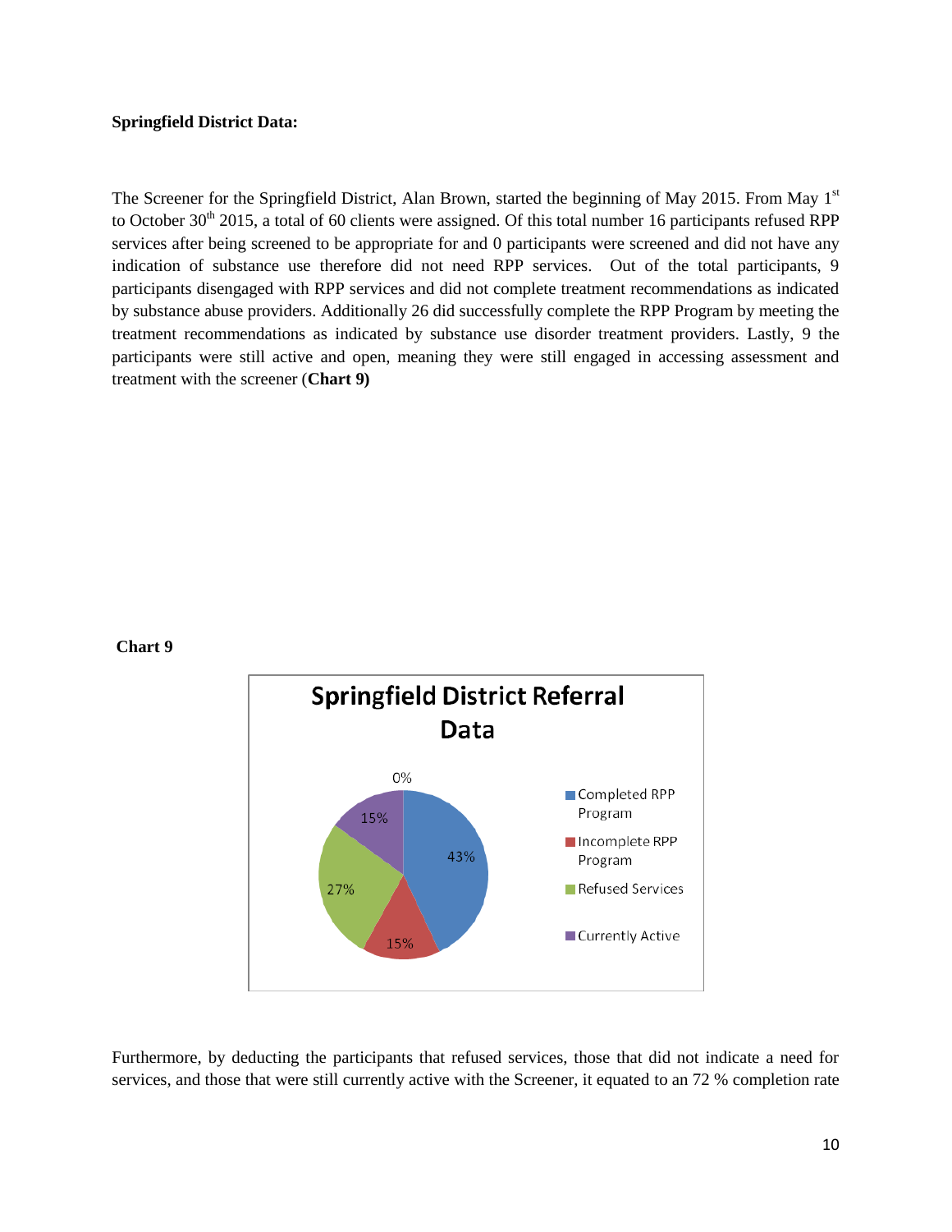**Springfield District Data:**

The Screener for the Springfield District, Alan Brown, started the beginning of May 2015. From May 1st to October 30th 2015, a total of 60 clients were assigned. Of this total number 16 participants refused RPP services after being screened to be appropriate for and 0 participants were screened and did not have any indication of substance use therefore did not need RPP services. Out of the total participants, 9 participants disengaged with RPP services and did not complete treatment recommendations as indicated by substance abuse providers. Additionally 26 did successfully complete the RPP Program by meeting the treatment recommendations as indicated by substance use disorder treatment providers. Lastly, 9 the participants were still active and open, meaning they were still engaged in accessing assessment and treatment with the screener (**Chart 9)**

**Chart 9**

**Springfield District Referral Data**

| Category | Percentage |
| --- | --- |
| Completed RPP Program | 43% |
| Incomplete RPP Program | 15% |
| Refused Services | 27% |
| Currently Active | 15% |
| (unlabeled) | 0% |

Furthermore, by deducting the participants that refused services, those that did not indicate a need for services, and those that were still currently active with the Screener, it equated to an 72 % completion rate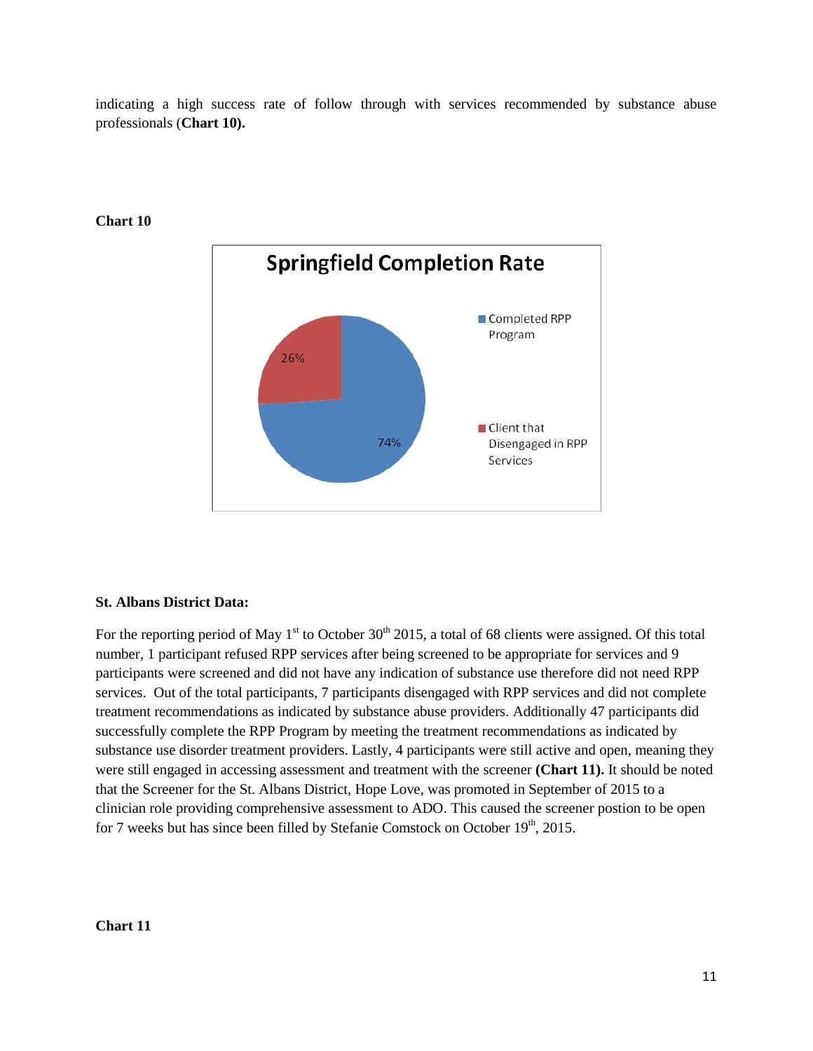indicating a high success rate of follow through with services recommended by substance abuse professionals (**Chart 10).**

**Chart 10**

Springfield Completion Rate

- Completed RPP Program: 74%
- Client that Disengaged in RPP Services: 26%

**St. Albans District Data:**

For the reporting period of May 1st to October 30th 2015, a total of 68 clients were assigned. Of this total number, 1 participant refused RPP services after being screened to be appropriate for services and 9 participants were screened and did not have any indication of substance use therefore did not need RPP services. Out of the total participants, 7 participants disengaged with RPP services and did not complete treatment recommendations as indicated by substance abuse providers. Additionally 47 participants did successfully complete the RPP Program by meeting the treatment recommendations as indicated by substance use disorder treatment providers. Lastly, 4 participants were still active and open, meaning they were still engaged in accessing assessment and treatment with the screener **(Chart 11).** It should be noted that the Screener for the St. Albans District, Hope Love, was promoted in September of 2015 to a clinician role providing comprehensive assessment to ADO. This caused the screener postion to be open for 7 weeks but has since been filled by Stefanie Comstock on October 19th, 2015.

**Chart 11**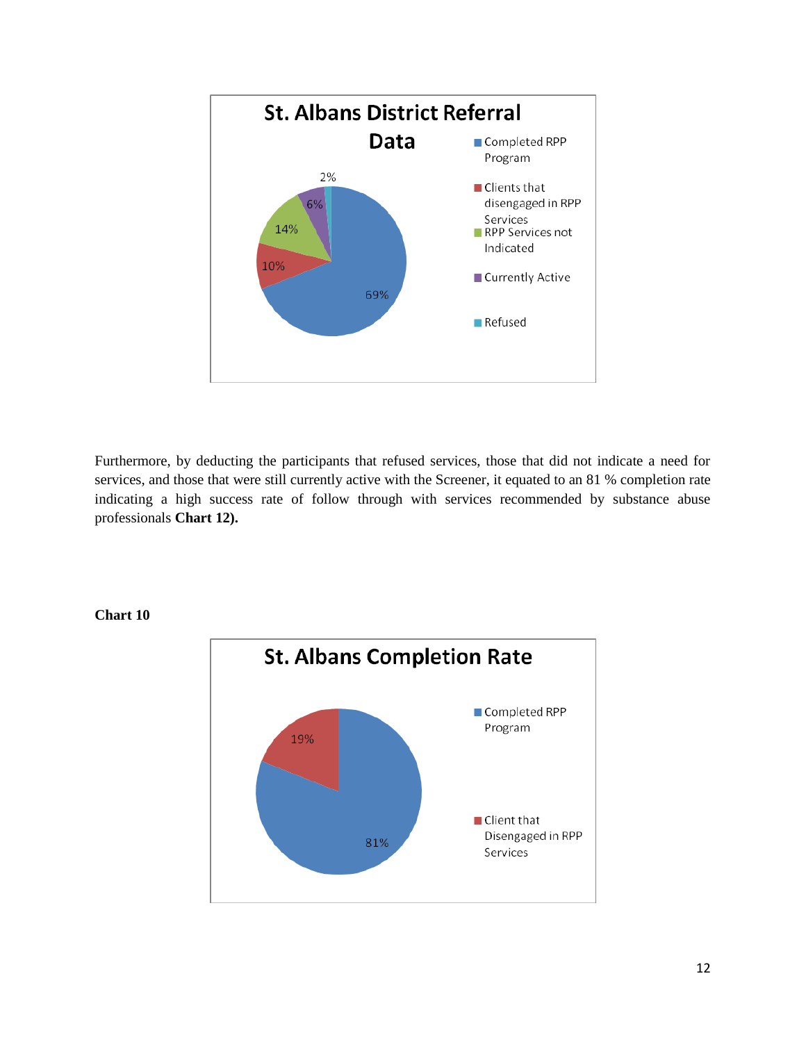**St. Albans District Referral Data**

- Completed RPP Program: 69%
- Clients that disengaged in RPP Services: 10%
- RPP Services not Indicated: 14%
- Currently Active: 6%
- Refused: 2%

Furthermore, by deducting the participants that refused services, those that did not indicate a need for services, and those that were still currently active with the Screener, it equated to an 81 % completion rate indicating a high success rate of follow through with services recommended by substance abuse professionals **Chart 12).**

**Chart 10**

**St. Albans Completion Rate**

- Completed RPP Program: 81%
- Client that Disengaged in RPP Services: 19%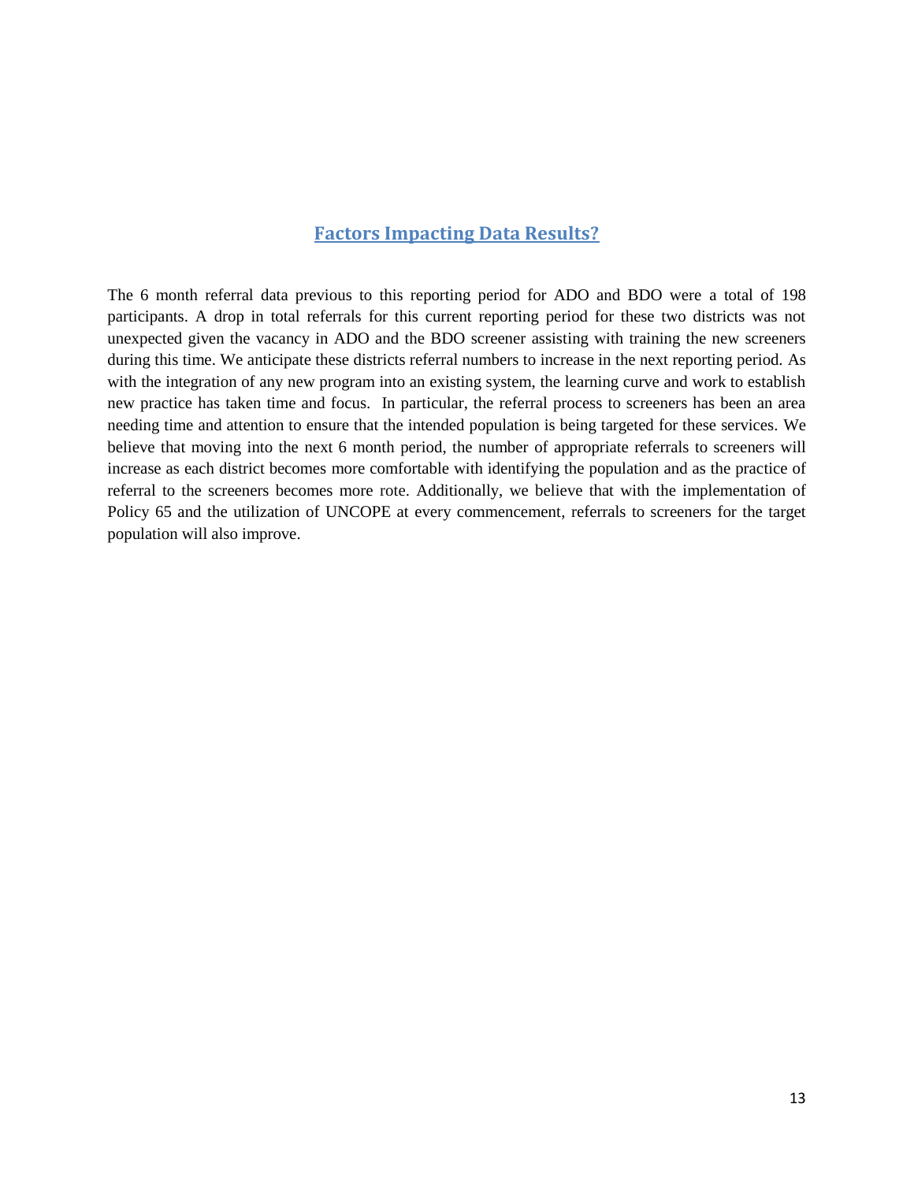## Factors Impacting Data Results?

The 6 month referral data previous to this reporting period for ADO and BDO were a total of 198 participants. A drop in total referrals for this current reporting period for these two districts was not unexpected given the vacancy in ADO and the BDO screener assisting with training the new screeners during this time. We anticipate these districts referral numbers to increase in the next reporting period. As with the integration of any new program into an existing system, the learning curve and work to establish new practice has taken time and focus. In particular, the referral process to screeners has been an area needing time and attention to ensure that the intended population is being targeted for these services. We believe that moving into the next 6 month period, the number of appropriate referrals to screeners will increase as each district becomes more comfortable with identifying the population and as the practice of referral to the screeners becomes more rote. Additionally, we believe that with the implementation of Policy 65 and the utilization of UNCOPE at every commencement, referrals to screeners for the target population will also improve.